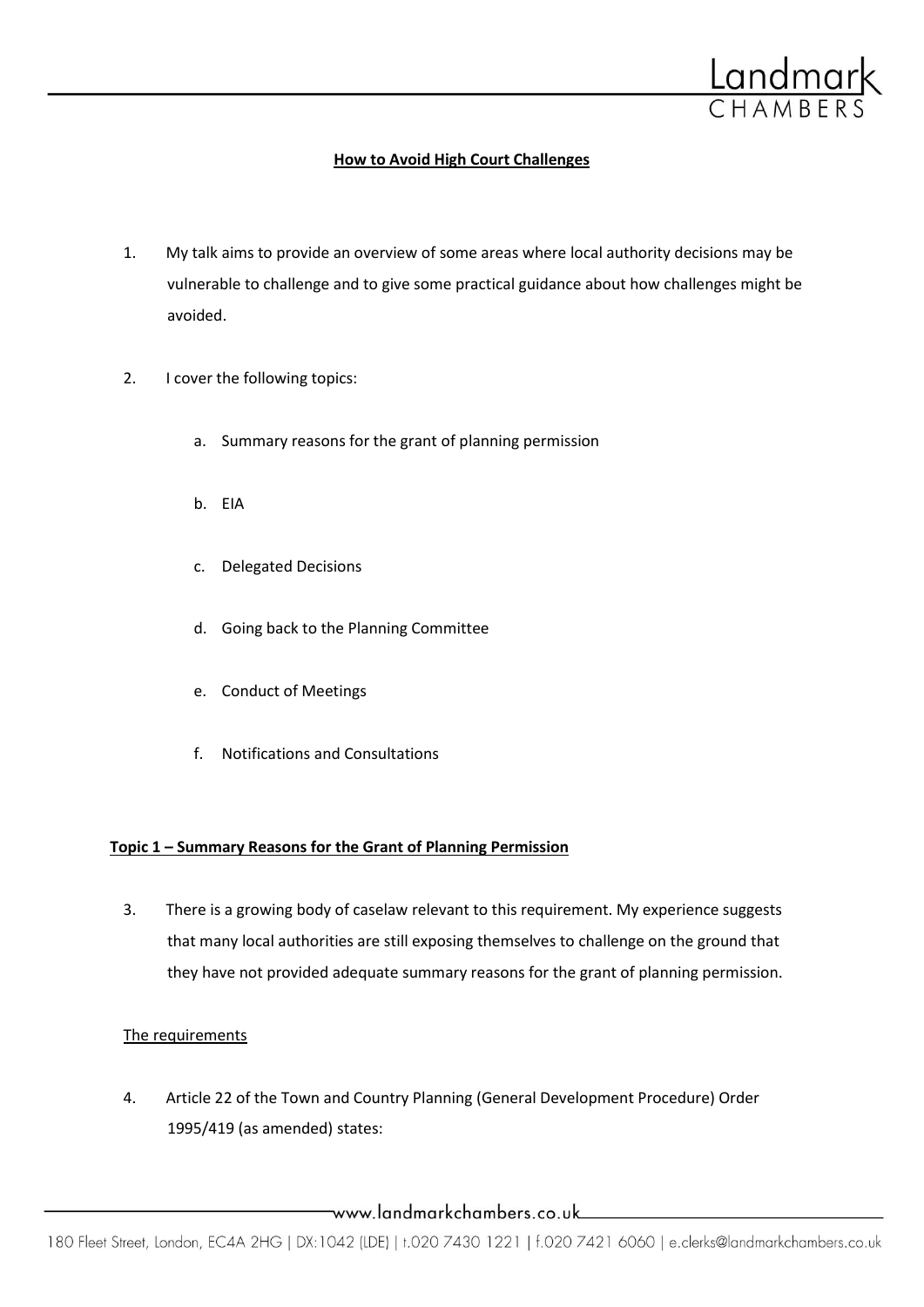**How to Avoid High Court Challenges**

1. My talk aims to provide an overview of some areas where local authority decisions may be vulnerable to challenge and to give some practical guidance about how challenges might be avoided.

2. I cover the following topics:

    a. Summary reasons for the grant of planning permission

    b. EIA

    c. Delegated Decisions

    d. Going back to the Planning Committee

    e. Conduct of Meetings

    f. Notifications and Consultations

**Topic 1 – Summary Reasons for the Grant of Planning Permission**

3. There is a growing body of caselaw relevant to this requirement. My experience suggests that many local authorities are still exposing themselves to challenge on the ground that they have not provided adequate summary reasons for the grant of planning permission.

The requirements

4. Article 22 of the Town and Country Planning (General Development Procedure) Order 1995/419 (as amended) states: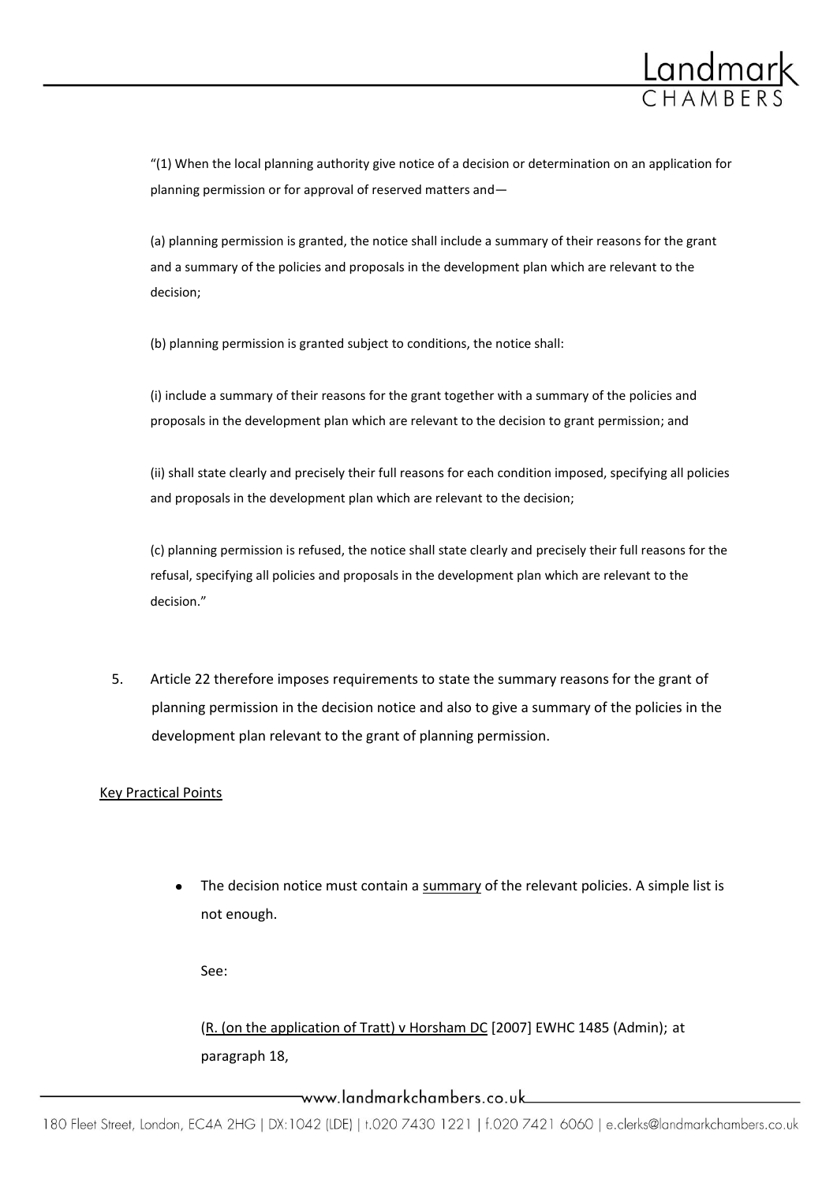"(1) When the local planning authority give notice of a decision or determination on an application for planning permission or for approval of reserved matters and—

(a) planning permission is granted, the notice shall include a summary of their reasons for the grant and a summary of the policies and proposals in the development plan which are relevant to the decision;

(b) planning permission is granted subject to conditions, the notice shall:

(i) include a summary of their reasons for the grant together with a summary of the policies and proposals in the development plan which are relevant to the decision to grant permission; and

(ii) shall state clearly and precisely their full reasons for each condition imposed, specifying all policies and proposals in the development plan which are relevant to the decision;

(c) planning permission is refused, the notice shall state clearly and precisely their full reasons for the refusal, specifying all policies and proposals in the development plan which are relevant to the decision."

5. Article 22 therefore imposes requirements to state the summary reasons for the grant of planning permission in the decision notice and also to give a summary of the policies in the development plan relevant to the grant of planning permission.

<u>Key Practical Points</u>

- The decision notice must contain a <u>summary</u> of the relevant policies. A simple list is not enough.

  See:

  (<u>R. (on the application of Tratt) v Horsham DC</u> [2007] EWHC 1485 (Admin); at paragraph 18,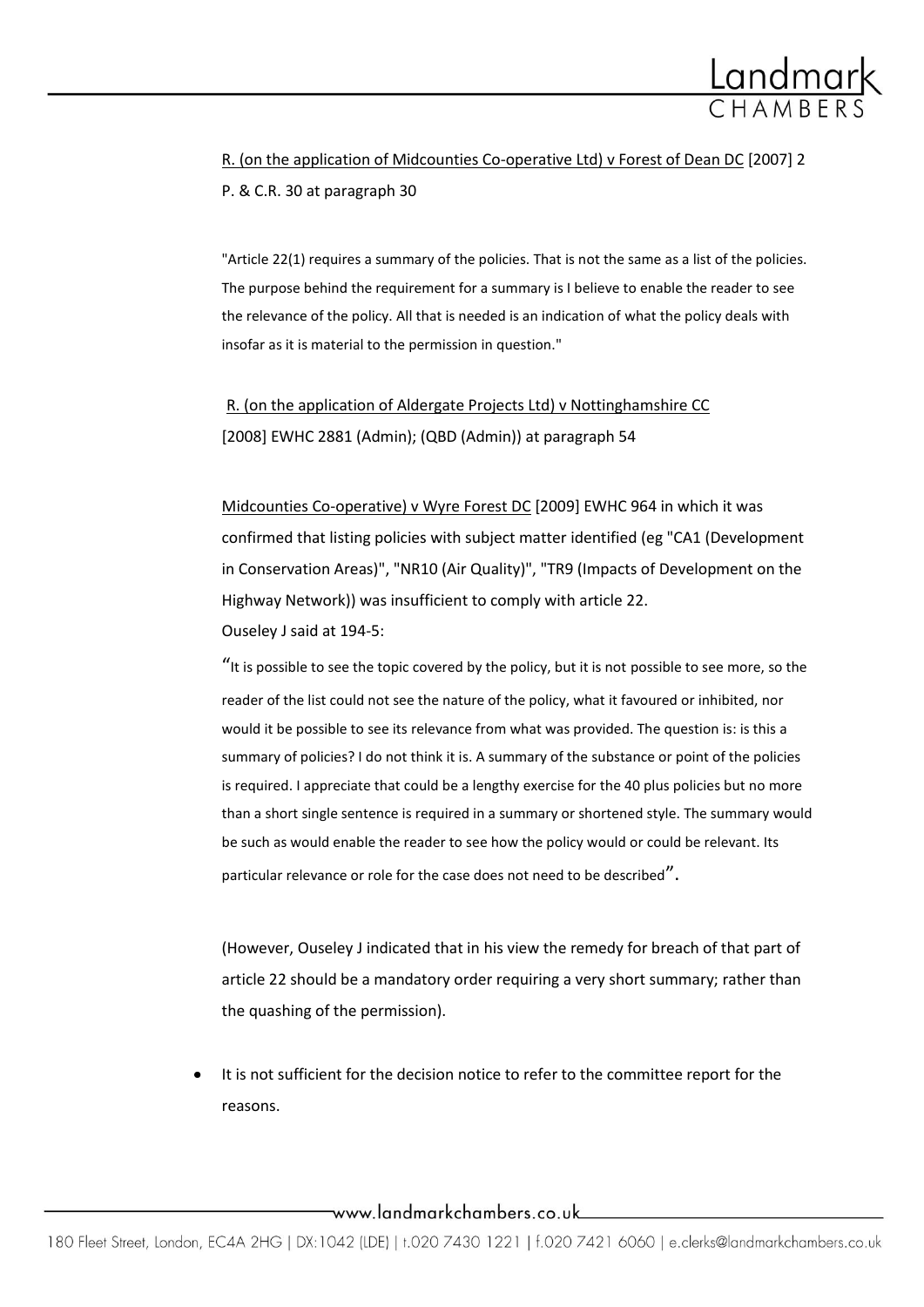<u>R. (on the application of Midcounties Co-operative Ltd) v Forest of Dean DC</u> [2007] 2 P. & C.R. 30 at paragraph 30

"Article 22(1) requires a summary of the policies. That is not the same as a list of the policies. The purpose behind the requirement for a summary is I believe to enable the reader to see the relevance of the policy. All that is needed is an indication of what the policy deals with insofar as it is material to the permission in question."

<u>R. (on the application of Aldergate Projects Ltd) v Nottinghamshire CC</u> [2008] EWHC 2881 (Admin); (QBD (Admin)) at paragraph 54

<u>Midcounties Co-operative) v Wyre Forest DC</u> [2009] EWHC 964 in which it was confirmed that listing policies with subject matter identified (eg "CA1 (Development in Conservation Areas)", "NR10 (Air Quality)", "TR9 (Impacts of Development on the Highway Network)) was insufficient to comply with article 22.

Ouseley J said at 194-5:

"It is possible to see the topic covered by the policy, but it is not possible to see more, so the reader of the list could not see the nature of the policy, what it favoured or inhibited, nor would it be possible to see its relevance from what was provided. The question is: is this a summary of policies? I do not think it is. A summary of the substance or point of the policies is required. I appreciate that could be a lengthy exercise for the 40 plus policies but no more than a short single sentence is required in a summary or shortened style. The summary would be such as would enable the reader to see how the policy would or could be relevant. Its particular relevance or role for the case does not need to be described".

(However, Ouseley J indicated that in his view the remedy for breach of that part of article 22 should be a mandatory order requiring a very short summary; rather than the quashing of the permission).

- It is not sufficient for the decision notice to refer to the committee report for the reasons.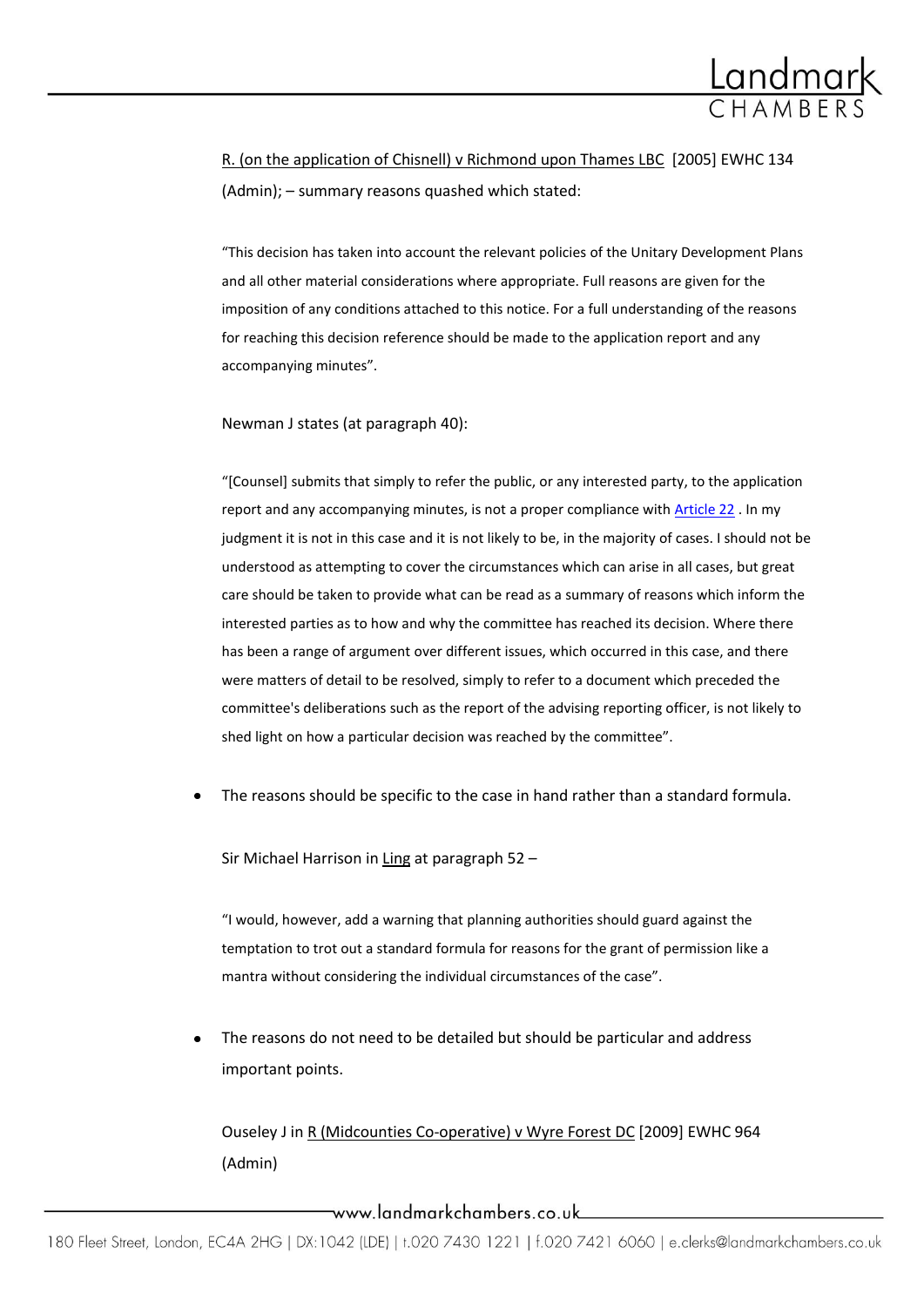R. (on the application of Chisnell) v Richmond upon Thames LBC [2005] EWHC 134 (Admin); – summary reasons quashed which stated:

> "This decision has taken into account the relevant policies of the Unitary Development Plans and all other material considerations where appropriate. Full reasons are given for the imposition of any conditions attached to this notice. For a full understanding of the reasons for reaching this decision reference should be made to the application report and any accompanying minutes".

Newman J states (at paragraph 40):

> "[Counsel] submits that simply to refer the public, or any interested party, to the application report and any accompanying minutes, is not a proper compliance with Article 22 . In my judgment it is not in this case and it is not likely to be, in the majority of cases. I should not be understood as attempting to cover the circumstances which can arise in all cases, but great care should be taken to provide what can be read as a summary of reasons which inform the interested parties as to how and why the committee has reached its decision. Where there has been a range of argument over different issues, which occurred in this case, and there were matters of detail to be resolved, simply to refer to a document which preceded the committee's deliberations such as the report of the advising reporting officer, is not likely to shed light on how a particular decision was reached by the committee".

- The reasons should be specific to the case in hand rather than a standard formula.

  Sir Michael Harrison in Ling at paragraph 52 –

  > "I would, however, add a warning that planning authorities should guard against the temptation to trot out a standard formula for reasons for the grant of permission like a mantra without considering the individual circumstances of the case".

- The reasons do not need to be detailed but should be particular and address important points.

  Ouseley J in R (Midcounties Co-operative) v Wyre Forest DC [2009] EWHC 964 (Admin)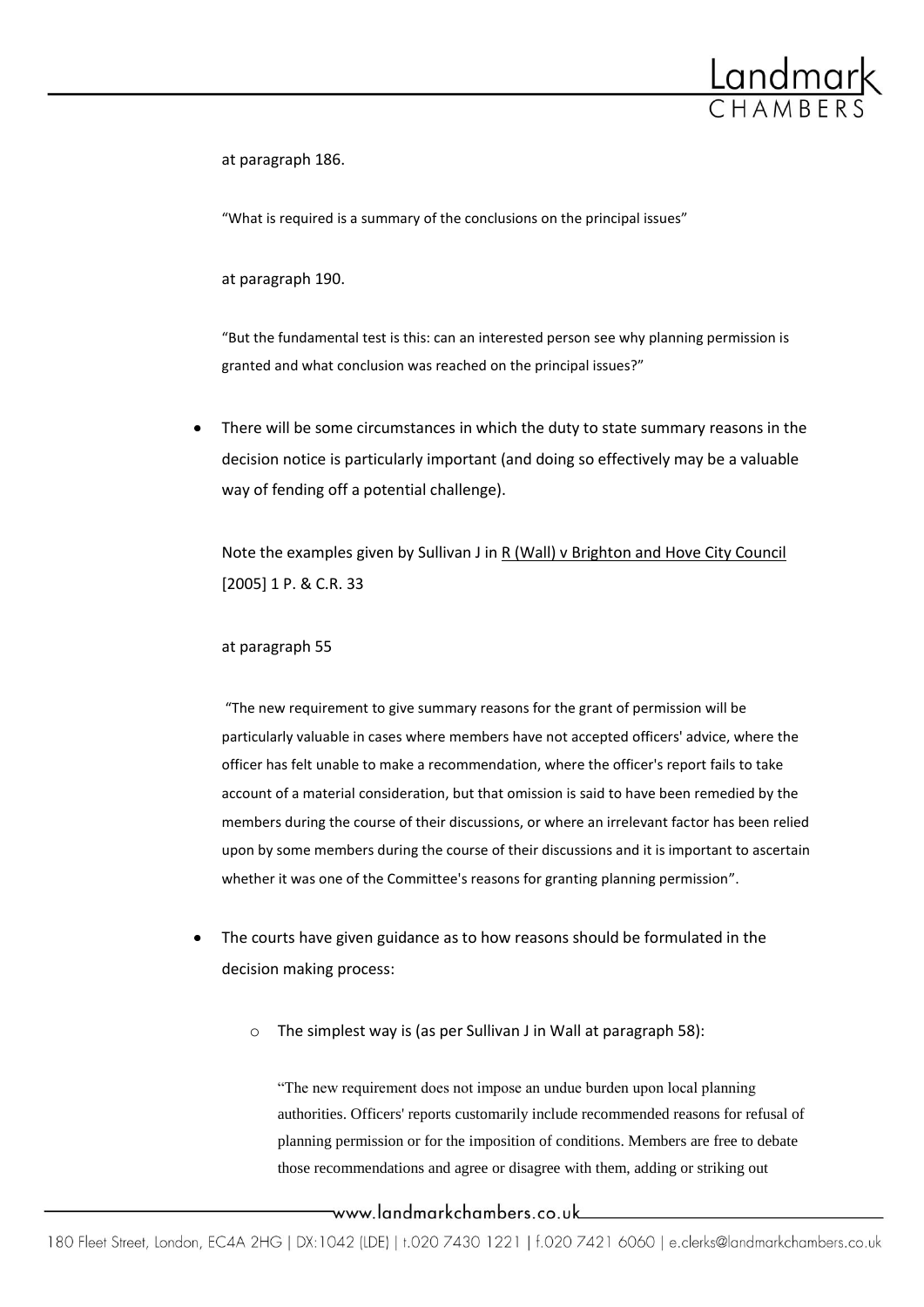at paragraph 186.

> "What is required is a summary of the conclusions on the principal issues"

at paragraph 190.

> "But the fundamental test is this: can an interested person see why planning permission is granted and what conclusion was reached on the principal issues?"

- There will be some circumstances in which the duty to state summary reasons in the decision notice is particularly important (and doing so effectively may be a valuable way of fending off a potential challenge).

  Note the examples given by Sullivan J in R (Wall) v Brighton and Hove City Council [2005] 1 P. & C.R. 33

  at paragraph 55

  > "The new requirement to give summary reasons for the grant of permission will be particularly valuable in cases where members have not accepted officers' advice, where the officer has felt unable to make a recommendation, where the officer's report fails to take account of a material consideration, but that omission is said to have been remedied by the members during the course of their discussions, or where an irrelevant factor has been relied upon by some members during the course of their discussions and it is important to ascertain whether it was one of the Committee's reasons for granting planning permission".

- The courts have given guidance as to how reasons should be formulated in the decision making process:

  - The simplest way is (as per Sullivan J in Wall at paragraph 58):

    > "The new requirement does not impose an undue burden upon local planning authorities. Officers' reports customarily include recommended reasons for refusal of planning permission or for the imposition of conditions. Members are free to debate those recommendations and agree or disagree with them, adding or striking out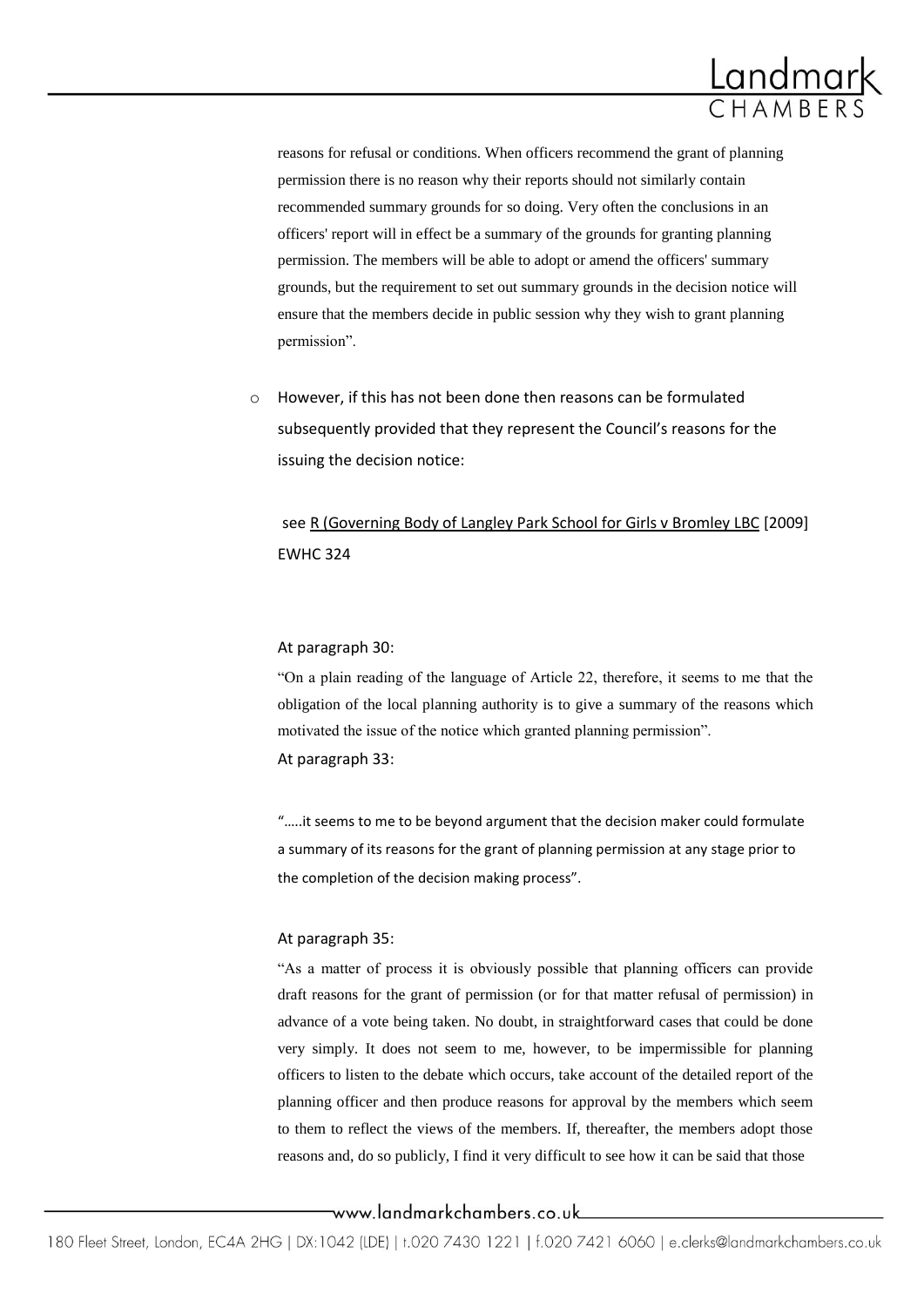reasons for refusal or conditions. When officers recommend the grant of planning permission there is no reason why their reports should not similarly contain recommended summary grounds for so doing. Very often the conclusions in an officers' report will in effect be a summary of the grounds for granting planning permission. The members will be able to adopt or amend the officers' summary grounds, but the requirement to set out summary grounds in the decision notice will ensure that the members decide in public session why they wish to grant planning permission".

- However, if this has not been done then reasons can be formulated subsequently provided that they represent the Council's reasons for the issuing the decision notice:

  see R (Governing Body of Langley Park School for Girls v Bromley LBC [2009] EWHC 324

  At paragraph 30:

  "On a plain reading of the language of Article 22, therefore, it seems to me that the obligation of the local planning authority is to give a summary of the reasons which motivated the issue of the notice which granted planning permission".

  At paragraph 33:

  "…..it seems to me to be beyond argument that the decision maker could formulate a summary of its reasons for the grant of planning permission at any stage prior to the completion of the decision making process".

  At paragraph 35:

  "As a matter of process it is obviously possible that planning officers can provide draft reasons for the grant of permission (or for that matter refusal of permission) in advance of a vote being taken. No doubt, in straightforward cases that could be done very simply. It does not seem to me, however, to be impermissible for planning officers to listen to the debate which occurs, take account of the detailed report of the planning officer and then produce reasons for approval by the members which seem to them to reflect the views of the members. If, thereafter, the members adopt those reasons and, do so publicly, I find it very difficult to see how it can be said that those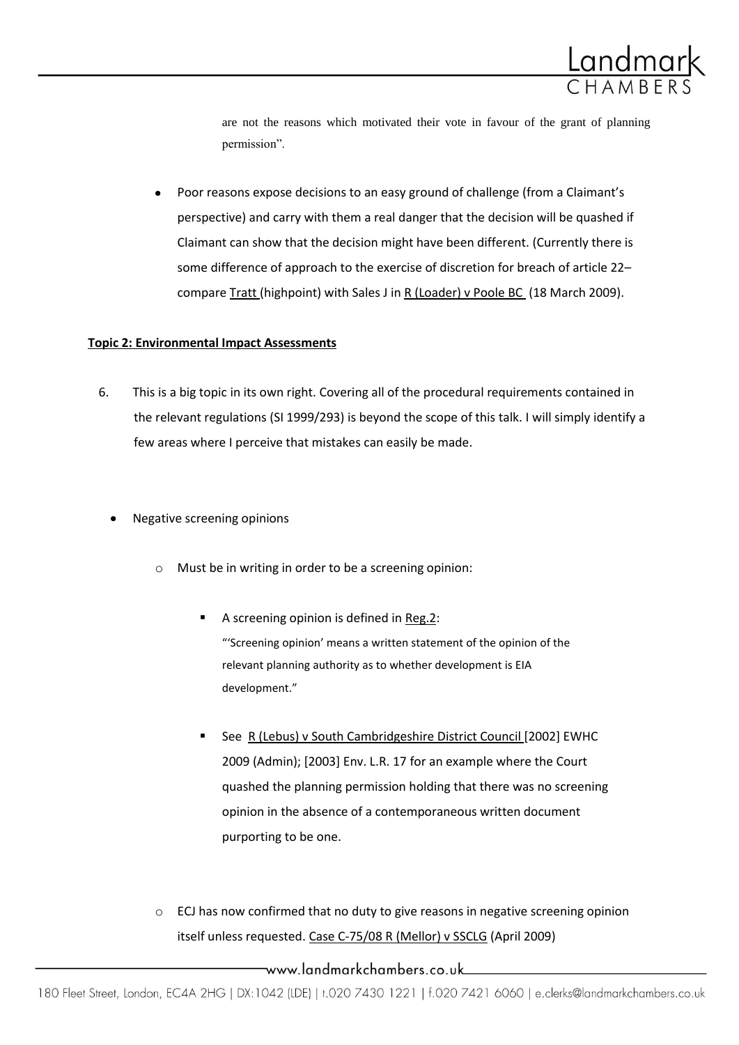are not the reasons which motivated their vote in favour of the grant of planning permission".

- Poor reasons expose decisions to an easy ground of challenge (from a Claimant's perspective) and carry with them a real danger that the decision will be quashed if Claimant can show that the decision might have been different. (Currently there is some difference of approach to the exercise of discretion for breach of article 22– compare Tratt (highpoint) with Sales J in R (Loader) v Poole BC (18 March 2009).

**Topic 2: Environmental Impact Assessments**

6. This is a big topic in its own right. Covering all of the procedural requirements contained in the relevant regulations (SI 1999/293) is beyond the scope of this talk. I will simply identify a few areas where I perceive that mistakes can easily be made.

- Negative screening opinions
    - Must be in writing in order to be a screening opinion:
        - A screening opinion is defined in Reg.2:
          "'Screening opinion' means a written statement of the opinion of the relevant planning authority as to whether development is EIA development."
        - See R (Lebus) v South Cambridgeshire District Council [2002] EWHC 2009 (Admin); [2003] Env. L.R. 17 for an example where the Court quashed the planning permission holding that there was no screening opinion in the absence of a contemporaneous written document purporting to be one.
    - ECJ has now confirmed that no duty to give reasons in negative screening opinion itself unless requested. Case C-75/08 R (Mellor) v SSCLG (April 2009)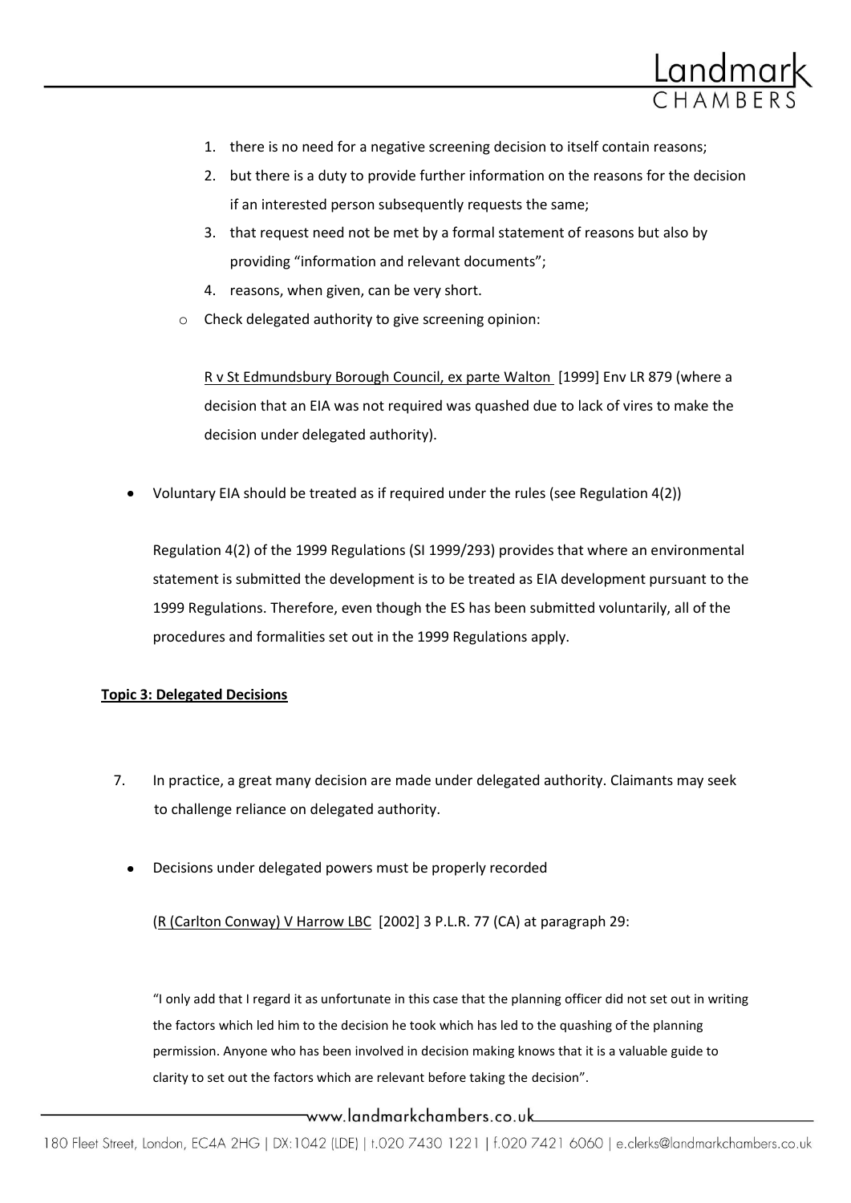1. there is no need for a negative screening decision to itself contain reasons;
2. but there is a duty to provide further information on the reasons for the decision if an interested person subsequently requests the same;
3. that request need not be met by a formal statement of reasons but also by providing "information and relevant documents";
4. reasons, when given, can be very short.

- Check delegated authority to give screening opinion:

  R v St Edmundsbury Borough Council, ex parte Walton [1999] Env LR 879 (where a decision that an EIA was not required was quashed due to lack of vires to make the decision under delegated authority).

- Voluntary EIA should be treated as if required under the rules (see Regulation 4(2))

  Regulation 4(2) of the 1999 Regulations (SI 1999/293) provides that where an environmental statement is submitted the development is to be treated as EIA development pursuant to the 1999 Regulations. Therefore, even though the ES has been submitted voluntarily, all of the procedures and formalities set out in the 1999 Regulations apply.

**Topic 3: Delegated Decisions**

7. In practice, a great many decision are made under delegated authority. Claimants may seek to challenge reliance on delegated authority.

- Decisions under delegated powers must be properly recorded

  (R (Carlton Conway) V Harrow LBC [2002] 3 P.L.R. 77 (CA) at paragraph 29:

  "I only add that I regard it as unfortunate in this case that the planning officer did not set out in writing the factors which led him to the decision he took which has led to the quashing of the planning permission. Anyone who has been involved in decision making knows that it is a valuable guide to clarity to set out the factors which are relevant before taking the decision".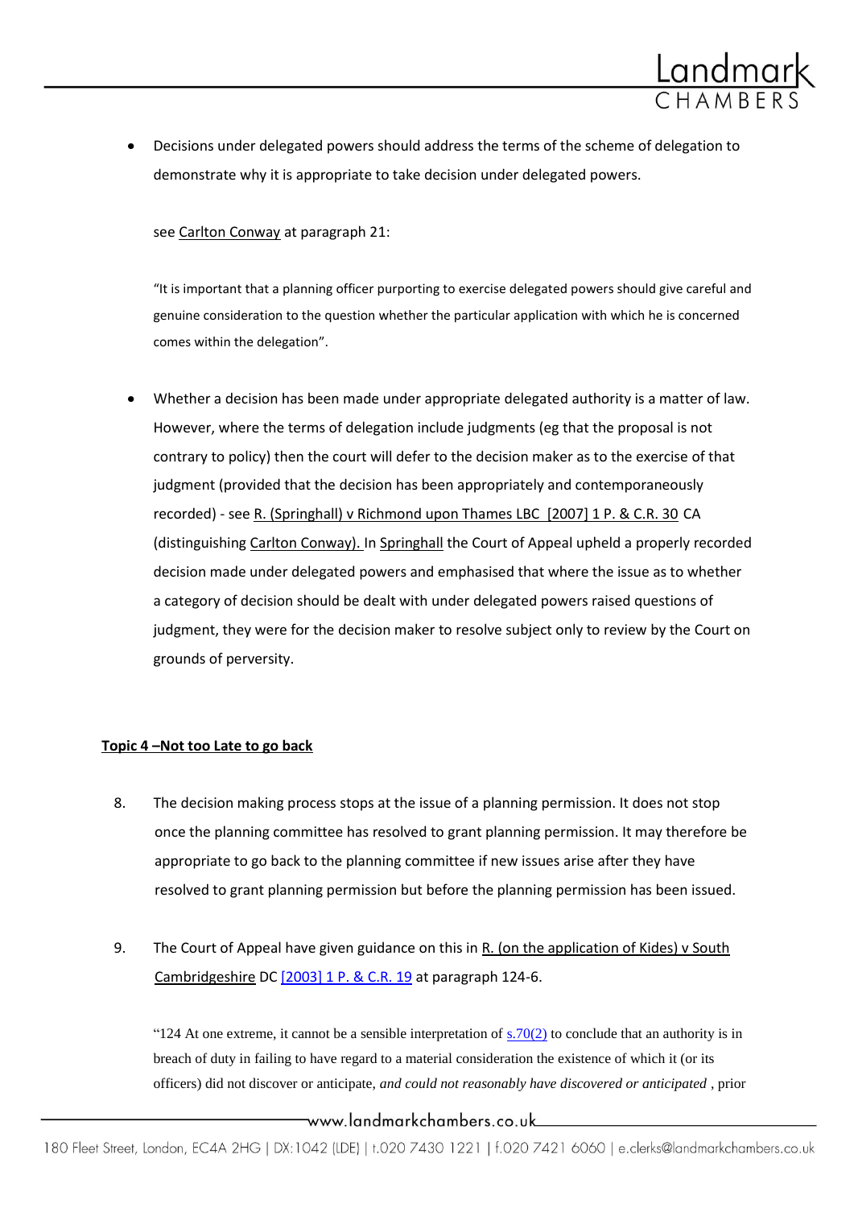- Decisions under delegated powers should address the terms of the scheme of delegation to demonstrate why it is appropriate to take decision under delegated powers.

  see Carlton Conway at paragraph 21:

  "It is important that a planning officer purporting to exercise delegated powers should give careful and genuine consideration to the question whether the particular application with which he is concerned comes within the delegation".

- Whether a decision has been made under appropriate delegated authority is a matter of law. However, where the terms of delegation include judgments (eg that the proposal is not contrary to policy) then the court will defer to the decision maker as to the exercise of that judgment (provided that the decision has been appropriately and contemporaneously recorded) - see R. (Springhall) v Richmond upon Thames LBC [2007] 1 P. & C.R. 30 CA (distinguishing Carlton Conway). In Springhall the Court of Appeal upheld a properly recorded decision made under delegated powers and emphasised that where the issue as to whether a category of decision should be dealt with under delegated powers raised questions of judgment, they were for the decision maker to resolve subject only to review by the Court on grounds of perversity.

**Topic 4 –Not too Late to go back**

8. The decision making process stops at the issue of a planning permission. It does not stop once the planning committee has resolved to grant planning permission. It may therefore be appropriate to go back to the planning committee if new issues arise after they have resolved to grant planning permission but before the planning permission has been issued.

9. The Court of Appeal have given guidance on this in R. (on the application of Kides) v South Cambridgeshire DC [2003] 1 P. & C.R. 19 at paragraph 124-6.

   "124 At one extreme, it cannot be a sensible interpretation of s.70(2) to conclude that an authority is in breach of duty in failing to have regard to a material consideration the existence of which it (or its officers) did not discover or anticipate, *and could not reasonably have discovered or anticipated* , prior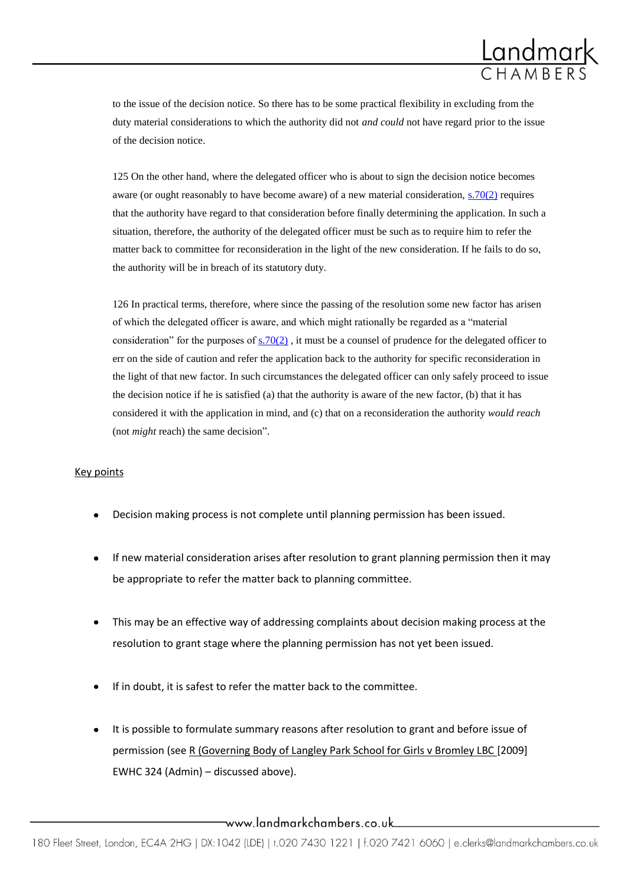to the issue of the decision notice. So there has to be some practical flexibility in excluding from the duty material considerations to which the authority did not *and could* not have regard prior to the issue of the decision notice.

125 On the other hand, where the delegated officer who is about to sign the decision notice becomes aware (or ought reasonably to have become aware) of a new material consideration, s.70(2) requires that the authority have regard to that consideration before finally determining the application. In such a situation, therefore, the authority of the delegated officer must be such as to require him to refer the matter back to committee for reconsideration in the light of the new consideration. If he fails to do so, the authority will be in breach of its statutory duty.

126 In practical terms, therefore, where since the passing of the resolution some new factor has arisen of which the delegated officer is aware, and which might rationally be regarded as a "material consideration" for the purposes of s.70(2) , it must be a counsel of prudence for the delegated officer to err on the side of caution and refer the application back to the authority for specific reconsideration in the light of that new factor. In such circumstances the delegated officer can only safely proceed to issue the decision notice if he is satisfied (a) that the authority is aware of the new factor, (b) that it has considered it with the application in mind, and (c) that on a reconsideration the authority *would reach* (not *might* reach) the same decision".

Key points

- Decision making process is not complete until planning permission has been issued.
- If new material consideration arises after resolution to grant planning permission then it may be appropriate to refer the matter back to planning committee.
- This may be an effective way of addressing complaints about decision making process at the resolution to grant stage where the planning permission has not yet been issued.
- If in doubt, it is safest to refer the matter back to the committee.
- It is possible to formulate summary reasons after resolution to grant and before issue of permission (see R (Governing Body of Langley Park School for Girls v Bromley LBC [2009] EWHC 324 (Admin) – discussed above).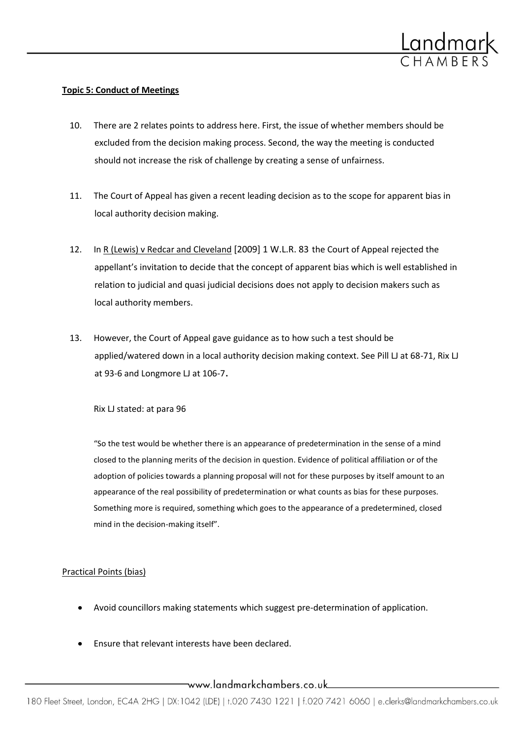**Topic 5: Conduct of Meetings**

10. There are 2 relates points to address here. First, the issue of whether members should be excluded from the decision making process. Second, the way the meeting is conducted should not increase the risk of challenge by creating a sense of unfairness.

11. The Court of Appeal has given a recent leading decision as to the scope for apparent bias in local authority decision making.

12. In R (Lewis) v Redcar and Cleveland [2009] 1 W.L.R. 83 the Court of Appeal rejected the appellant's invitation to decide that the concept of apparent bias which is well established in relation to judicial and quasi judicial decisions does not apply to decision makers such as local authority members.

13. However, the Court of Appeal gave guidance as to how such a test should be applied/watered down in a local authority decision making context. See Pill LJ at 68-71, Rix LJ at 93-6 and Longmore LJ at 106-7**.**

Rix LJ stated: at para 96

> "So the test would be whether there is an appearance of predetermination in the sense of a mind closed to the planning merits of the decision in question. Evidence of political affiliation or of the adoption of policies towards a planning proposal will not for these purposes by itself amount to an appearance of the real possibility of predetermination or what counts as bias for these purposes. Something more is required, something which goes to the appearance of a predetermined, closed mind in the decision-making itself".

Practical Points (bias)

- Avoid councillors making statements which suggest pre-determination of application.
- Ensure that relevant interests have been declared.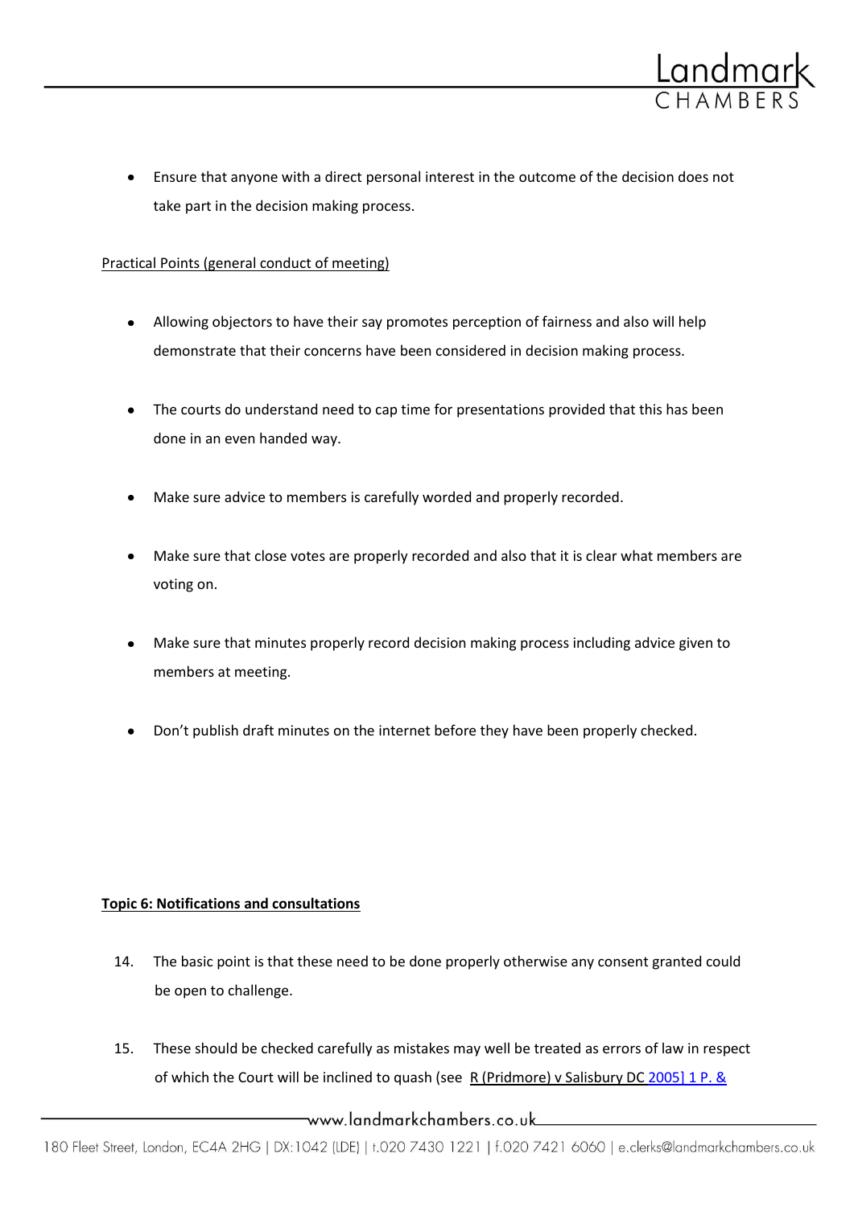- Ensure that anyone with a direct personal interest in the outcome of the decision does not take part in the decision making process.

Practical Points (general conduct of meeting)

- Allowing objectors to have their say promotes perception of fairness and also will help demonstrate that their concerns have been considered in decision making process.
- The courts do understand need to cap time for presentations provided that this has been done in an even handed way.
- Make sure advice to members is carefully worded and properly recorded.
- Make sure that close votes are properly recorded and also that it is clear what members are voting on.
- Make sure that minutes properly record decision making process including advice given to members at meeting.
- Don't publish draft minutes on the internet before they have been properly checked.

**Topic 6: Notifications and consultations**

14. The basic point is that these need to be done properly otherwise any consent granted could be open to challenge.

15. These should be checked carefully as mistakes may well be treated as errors of law in respect of which the Court will be inclined to quash (see R (Pridmore) v Salisbury DC 2005] 1 P. &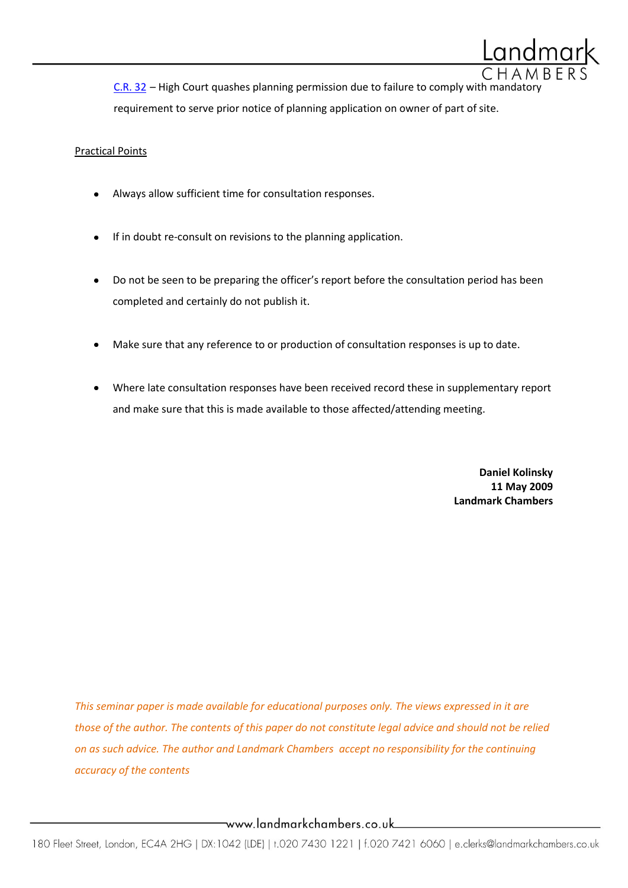C.R. 32 – High Court quashes planning permission due to failure to comply with mandatory requirement to serve prior notice of planning application on owner of part of site.

Practical Points

- Always allow sufficient time for consultation responses.
- If in doubt re-consult on revisions to the planning application.
- Do not be seen to be preparing the officer's report before the consultation period has been completed and certainly do not publish it.
- Make sure that any reference to or production of consultation responses is up to date.
- Where late consultation responses have been received record these in supplementary report and make sure that this is made available to those affected/attending meeting.

**Daniel Kolinsky**
**11 May 2009**
**Landmark Chambers**

*This seminar paper is made available for educational purposes only. The views expressed in it are those of the author. The contents of this paper do not constitute legal advice and should not be relied on as such advice. The author and Landmark Chambers accept no responsibility for the continuing accuracy of the contents*